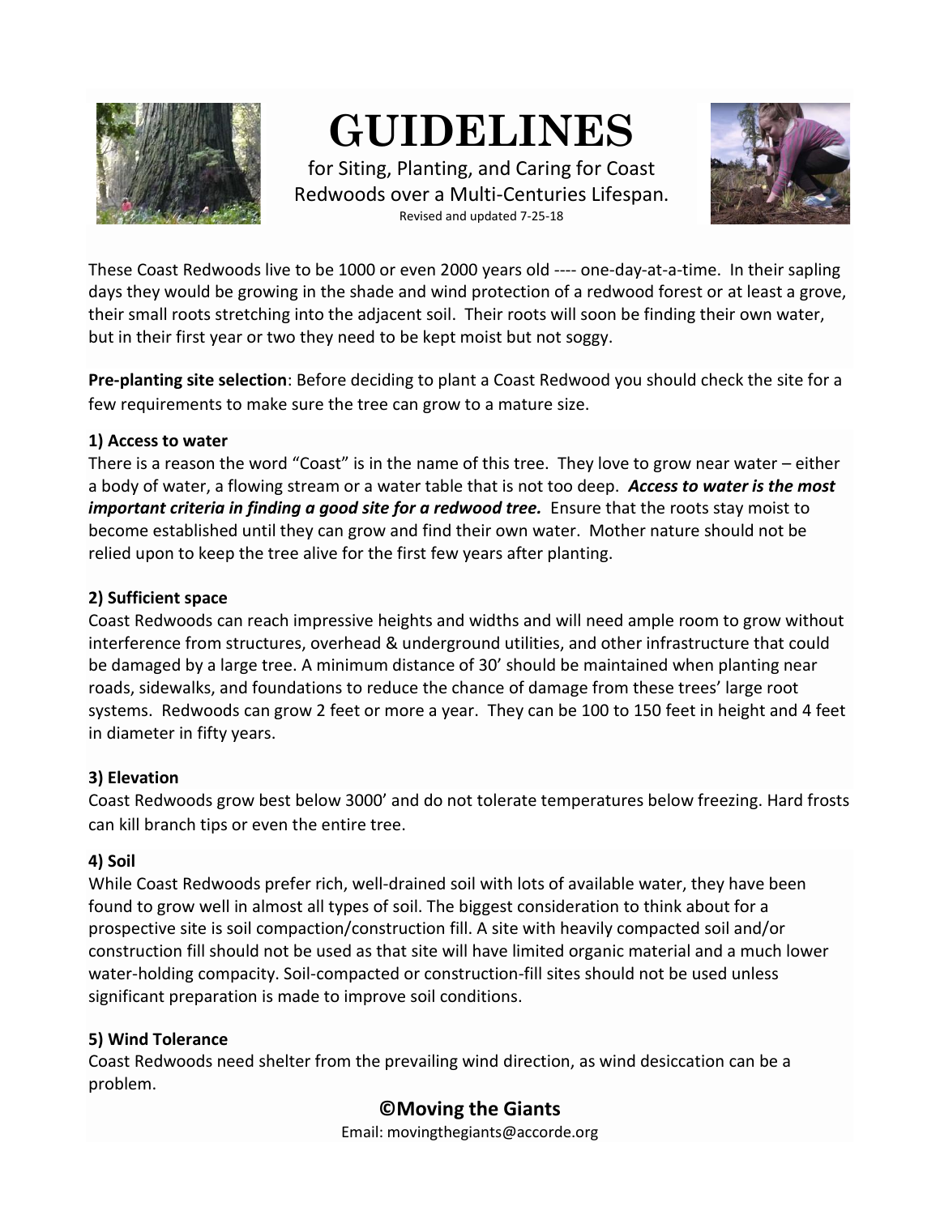# GUIDELINES

for Siting, Planting, and Caring for Coast Redwoods over a Multi-Centuries Lifespan.

Revised and updated 7-25-18

These Coast Redwoods live to be 1000 or even 2000 years old ---- one-day-at-a-time. In their sapling days they would be growing in the shade and wind protection of a redwood forest or at least a grove, their small roots stretching into the adjacent soil. Their roots will soon be finding their own water, but in their first year or two they need to be kept moist but not soggy.

**Pre-planting site selection**: Before deciding to plant a Coast Redwood you should check the site for a few requirements to make sure the tree can grow to a mature size.

### 1) Access to water

There is a reason the word "Coast" is in the name of this tree. They love to grow near water – either a body of water, a flowing stream or a water table that is not too deep. ***Access to water is the most important criteria in finding a good site for a redwood tree.*** Ensure that the roots stay moist to become established until they can grow and find their own water. Mother nature should not be relied upon to keep the tree alive for the first few years after planting.

### 2) Sufficient space

Coast Redwoods can reach impressive heights and widths and will need ample room to grow without interference from structures, overhead & underground utilities, and other infrastructure that could be damaged by a large tree. A minimum distance of 30' should be maintained when planting near roads, sidewalks, and foundations to reduce the chance of damage from these trees' large root systems. Redwoods can grow 2 feet or more a year. They can be 100 to 150 feet in height and 4 feet in diameter in fifty years.

### 3) Elevation

Coast Redwoods grow best below 3000' and do not tolerate temperatures below freezing. Hard frosts can kill branch tips or even the entire tree.

### 4) Soil

While Coast Redwoods prefer rich, well-drained soil with lots of available water, they have been found to grow well in almost all types of soil. The biggest consideration to think about for a prospective site is soil compaction/construction fill. A site with heavily compacted soil and/or construction fill should not be used as that site will have limited organic material and a much lower water-holding compacity. Soil-compacted or construction-fill sites should not be used unless significant preparation is made to improve soil conditions.

### 5) Wind Tolerance

Coast Redwoods need shelter from the prevailing wind direction, as wind desiccation can be a problem.

**©Moving the Giants**

Email: movingthegiants@accorde.org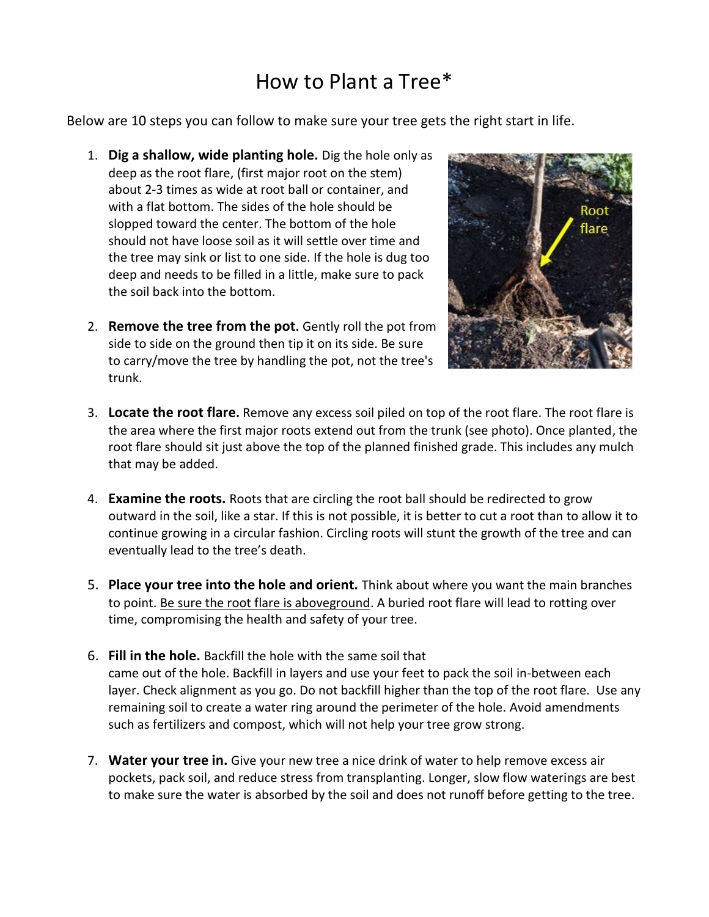# How to Plant a Tree*

Below are 10 steps you can follow to make sure your tree gets the right start in life.

1. **Dig a shallow, wide planting hole.** Dig the hole only as deep as the root flare, (first major root on the stem) about 2-3 times as wide at root ball or container, and with a flat bottom. The sides of the hole should be slopped toward the center. The bottom of the hole should not have loose soil as it will settle over time and the tree may sink or list to one side. If the hole is dug too deep and needs to be filled in a little, make sure to pack the soil back into the bottom.

2. **Remove the tree from the pot.** Gently roll the pot from side to side on the ground then tip it on its side. Be sure to carry/move the tree by handling the pot, not the tree's trunk.

3. **Locate the root flare.** Remove any excess soil piled on top of the root flare. The root flare is the area where the first major roots extend out from the trunk (see photo). Once planted, the root flare should sit just above the top of the planned finished grade. This includes any mulch that may be added.

4. **Examine the roots.** Roots that are circling the root ball should be redirected to grow outward in the soil, like a star. If this is not possible, it is better to cut a root than to allow it to continue growing in a circular fashion. Circling roots will stunt the growth of the tree and can eventually lead to the tree's death.

5. **Place your tree into the hole and orient.** Think about where you want the main branches to point. <u>Be sure the root flare is aboveground</u>. A buried root flare will lead to rotting over time, compromising the health and safety of your tree.

6. **Fill in the hole.** Backfill the hole with the same soil that came out of the hole. Backfill in layers and use your feet to pack the soil in-between each layer. Check alignment as you go. Do not backfill higher than the top of the root flare. Use any remaining soil to create a water ring around the perimeter of the hole. Avoid amendments such as fertilizers and compost, which will not help your tree grow strong.

7. **Water your tree in.** Give your new tree a nice drink of water to help remove excess air pockets, pack soil, and reduce stress from transplanting. Longer, slow flow waterings are best to make sure the water is absorbed by the soil and does not runoff before getting to the tree.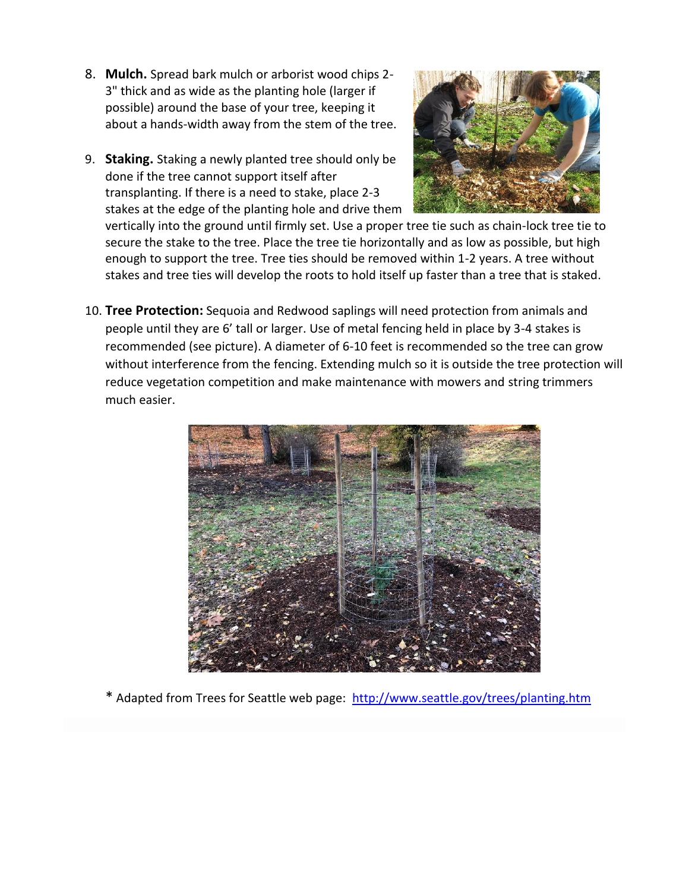8. **Mulch.** Spread bark mulch or arborist wood chips 2-3" thick and as wide as the planting hole (larger if possible) around the base of your tree, keeping it about a hands-width away from the stem of the tree.

9. **Staking.** Staking a newly planted tree should only be done if the tree cannot support itself after transplanting. If there is a need to stake, place 2-3 stakes at the edge of the planting hole and drive them vertically into the ground until firmly set. Use a proper tree tie such as chain-lock tree tie to secure the stake to the tree. Place the tree tie horizontally and as low as possible, but high enough to support the tree. Tree ties should be removed within 1-2 years. A tree without stakes and tree ties will develop the roots to hold itself up faster than a tree that is staked.

10. **Tree Protection:** Sequoia and Redwood saplings will need protection from animals and people until they are 6' tall or larger. Use of metal fencing held in place by 3-4 stakes is recommended (see picture). A diameter of 6-10 feet is recommended so the tree can grow without interference from the fencing. Extending mulch so it is outside the tree protection will reduce vegetation competition and make maintenance with mowers and string trimmers much easier.

* Adapted from Trees for Seattle web page: [http://www.seattle.gov/trees/planting.htm](http://www.seattle.gov/trees/planting.htm)